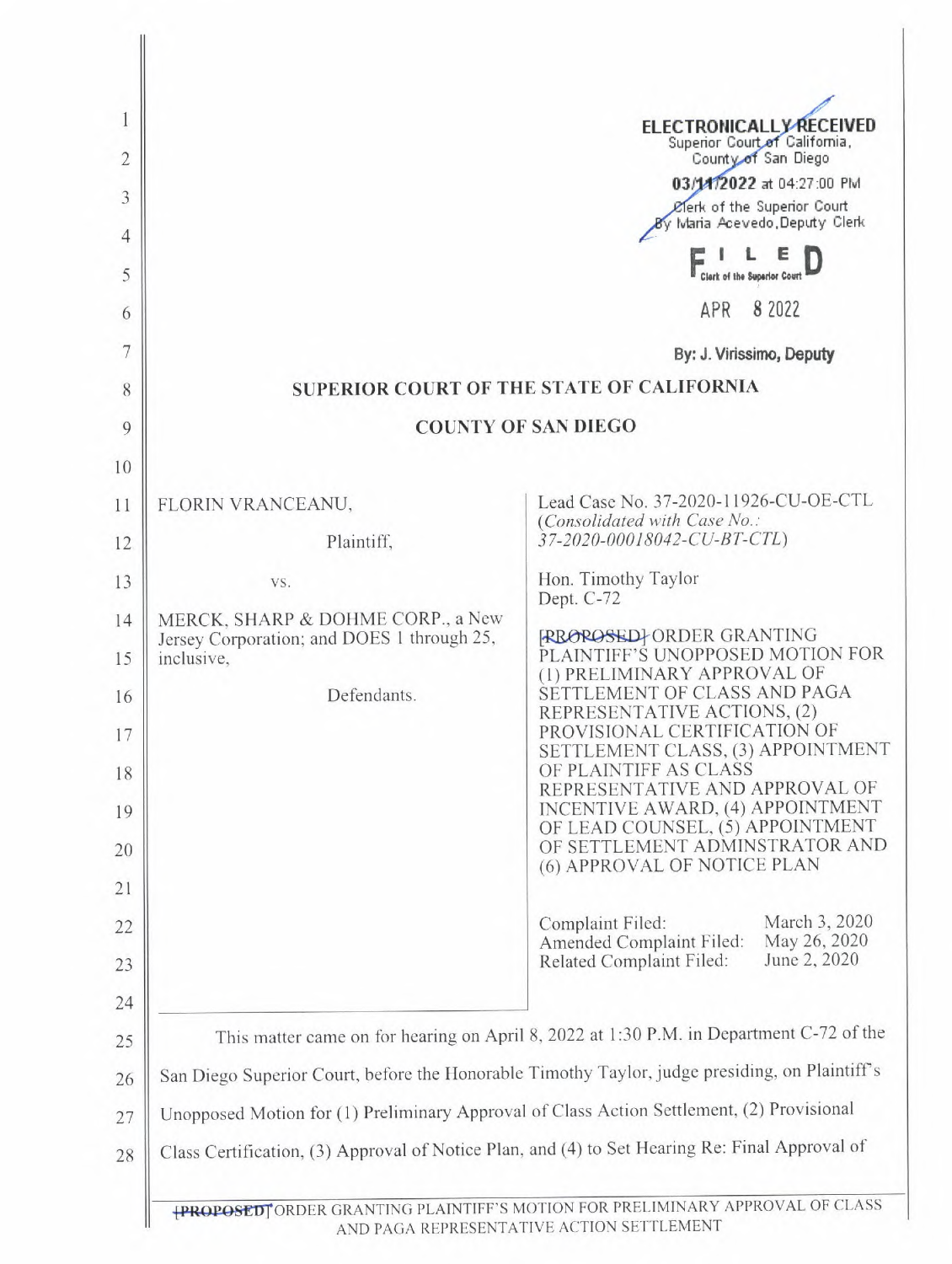ELECTRONICALLY RECEIVED
Superior Court of California,
County of San Diego
03/11/2022 at 04:27:00 PM
Clerk of the Superior Court
By Maria Acevedo, Deputy Clerk

FILED
Clerk of the Superior Court
APR 8 2022
By: J. Virissimo, Deputy

## SUPERIOR COURT OF THE STATE OF CALIFORNIA

## COUNTY OF SAN DIEGO

| | |
|---|---|
| FLORIN VRANCEANU,<br><br>Plaintiff,<br><br>vs.<br><br>MERCK, SHARP & DOHME CORP., a New Jersey Corporation; and DOES 1 through 25, inclusive,<br><br>Defendants. | Lead Case No. 37-2020-11926-CU-OE-CTL<br>(*Consolidated with Case No.: 37-2020-00018042-CU-BT-CTL*)<br><br>Hon. Timothy Taylor<br>Dept. C-72<br><br>~~[PROPOSED]~~ ORDER GRANTING PLAINTIFF'S UNOPPOSED MOTION FOR (1) PRELIMINARY APPROVAL OF SETTLEMENT OF CLASS AND PAGA REPRESENTATIVE ACTIONS, (2) PROVISIONAL CERTIFICATION OF SETTLEMENT CLASS, (3) APPOINTMENT OF PLAINTIFF AS CLASS REPRESENTATIVE AND APPROVAL OF INCENTIVE AWARD, (4) APPOINTMENT OF LEAD COUNSEL, (5) APPOINTMENT OF SETTLEMENT ADMINSTRATOR AND (6) APPROVAL OF NOTICE PLAN<br><br>Complaint Filed: March 3, 2020<br>Amended Complaint Filed: May 26, 2020<br>Related Complaint Filed: June 2, 2020 |

This matter came on for hearing on April 8, 2022 at 1:30 P.M. in Department C-72 of the San Diego Superior Court, before the Honorable Timothy Taylor, judge presiding, on Plaintiff's Unopposed Motion for (1) Preliminary Approval of Class Action Settlement, (2) Provisional Class Certification, (3) Approval of Notice Plan, and (4) to Set Hearing Re: Final Approval of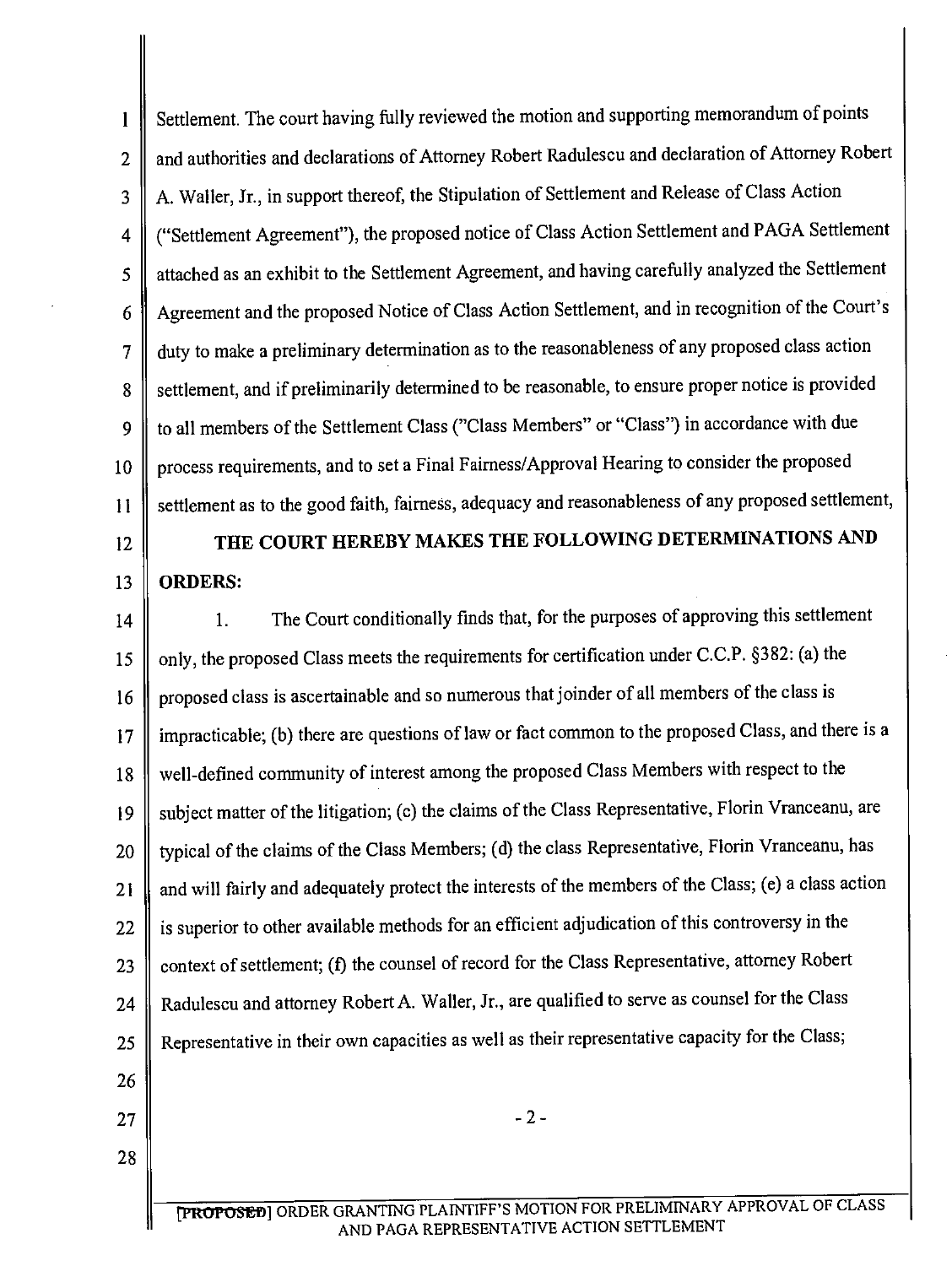Settlement. The court having fully reviewed the motion and supporting memorandum of points and authorities and declarations of Attorney Robert Radulescu and declaration of Attorney Robert A. Waller, Jr., in support thereof, the Stipulation of Settlement and Release of Class Action ("Settlement Agreement"), the proposed notice of Class Action Settlement and PAGA Settlement attached as an exhibit to the Settlement Agreement, and having carefully analyzed the Settlement Agreement and the proposed Notice of Class Action Settlement, and in recognition of the Court's duty to make a preliminary determination as to the reasonableness of any proposed class action settlement, and if preliminarily determined to be reasonable, to ensure proper notice is provided to all members of the Settlement Class ("Class Members" or "Class") in accordance with due process requirements, and to set a Final Fairness/Approval Hearing to consider the proposed settlement as to the good faith, fairness, adequacy and reasonableness of any proposed settlement,

**THE COURT HEREBY MAKES THE FOLLOWING DETERMINATIONS AND ORDERS:**

1. The Court conditionally finds that, for the purposes of approving this settlement only, the proposed Class meets the requirements for certification under C.C.P. §382: (a) the proposed class is ascertainable and so numerous that joinder of all members of the class is impracticable; (b) there are questions of law or fact common to the proposed Class, and there is a well-defined community of interest among the proposed Class Members with respect to the subject matter of the litigation; (c) the claims of the Class Representative, Florin Vranceanu, are typical of the claims of the Class Members; (d) the class Representative, Florin Vranceanu, has and will fairly and adequately protect the interests of the members of the Class; (e) a class action is superior to other available methods for an efficient adjudication of this controversy in the context of settlement; (f) the counsel of record for the Class Representative, attorney Robert Radulescu and attorney Robert A. Waller, Jr., are qualified to serve as counsel for the Class Representative in their own capacities as well as their representative capacity for the Class;

~~[PROPOSED]~~ ORDER GRANTING PLAINTIFF'S MOTION FOR PRELIMINARY APPROVAL OF CLASS AND PAGA REPRESENTATIVE ACTION SETTLEMENT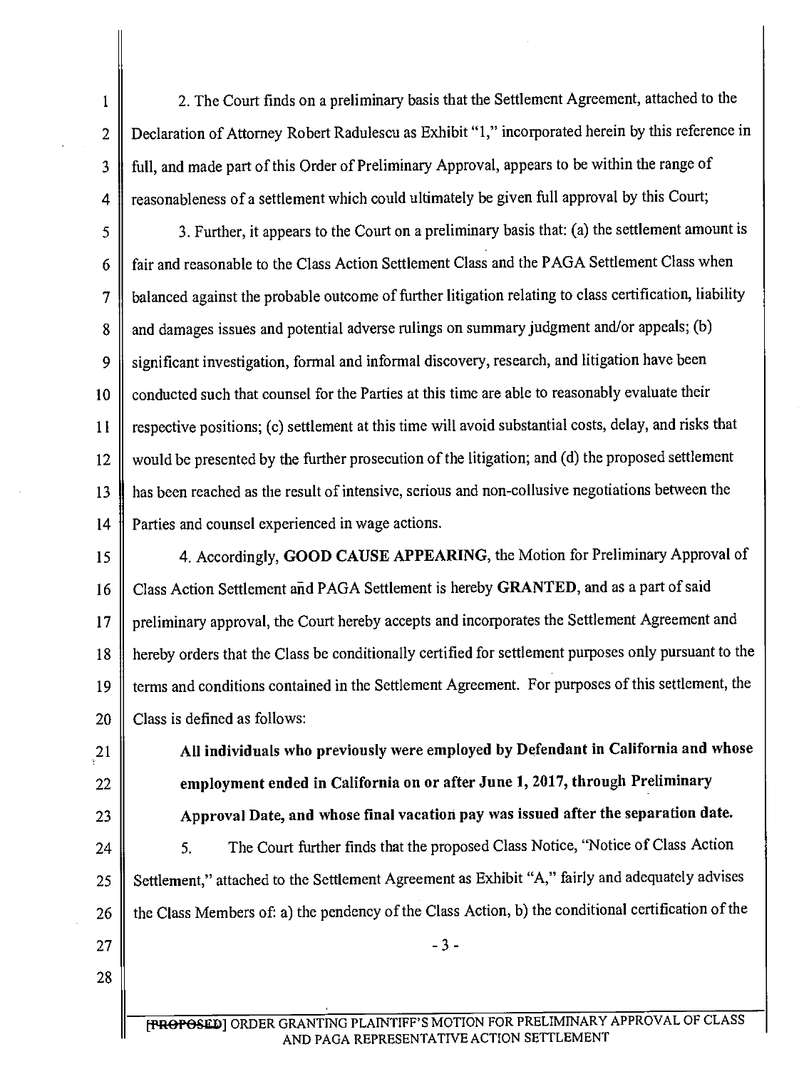2. The Court finds on a preliminary basis that the Settlement Agreement, attached to the Declaration of Attorney Robert Radulescu as Exhibit "1," incorporated herein by this reference in full, and made part of this Order of Preliminary Approval, appears to be within the range of reasonableness of a settlement which could ultimately be given full approval by this Court;

3. Further, it appears to the Court on a preliminary basis that: (a) the settlement amount is fair and reasonable to the Class Action Settlement Class and the PAGA Settlement Class when balanced against the probable outcome of further litigation relating to class certification, liability and damages issues and potential adverse rulings on summary judgment and/or appeals; (b) significant investigation, formal and informal discovery, research, and litigation have been conducted such that counsel for the Parties at this time are able to reasonably evaluate their respective positions; (c) settlement at this time will avoid substantial costs, delay, and risks that would be presented by the further prosecution of the litigation; and (d) the proposed settlement has been reached as the result of intensive, serious and non-collusive negotiations between the Parties and counsel experienced in wage actions.

4. Accordingly, **GOOD CAUSE APPEARING**, the Motion for Preliminary Approval of Class Action Settlement and PAGA Settlement is hereby **GRANTED**, and as a part of said preliminary approval, the Court hereby accepts and incorporates the Settlement Agreement and hereby orders that the Class be conditionally certified for settlement purposes only pursuant to the terms and conditions contained in the Settlement Agreement. For purposes of this settlement, the Class is defined as follows:

**All individuals who previously were employed by Defendant in California and whose employment ended in California on or after June 1, 2017, through Preliminary Approval Date, and whose final vacation pay was issued after the separation date.**

5. The Court further finds that the proposed Class Notice, "Notice of Class Action Settlement," attached to the Settlement Agreement as Exhibit "A," fairly and adequately advises the Class Members of: a) the pendency of the Class Action, b) the conditional certification of the

~~[PROPOSED]~~ ORDER GRANTING PLAINTIFF'S MOTION FOR PRELIMINARY APPROVAL OF CLASS AND PAGA REPRESENTATIVE ACTION SETTLEMENT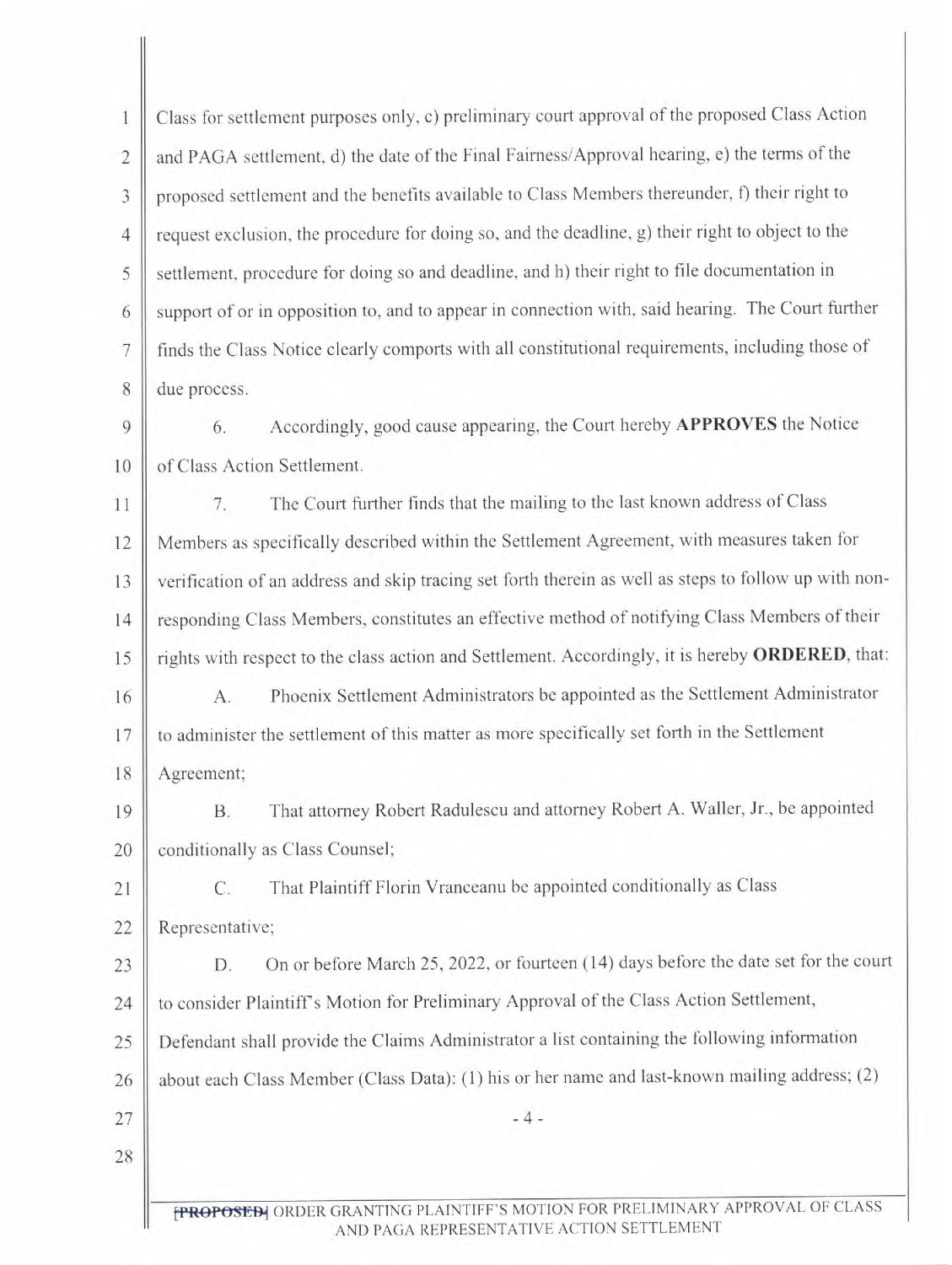Class for settlement purposes only, c) preliminary court approval of the proposed Class Action and PAGA settlement, d) the date of the Final Fairness/Approval hearing, e) the terms of the proposed settlement and the benefits available to Class Members thereunder, f) their right to request exclusion, the procedure for doing so, and the deadline, g) their right to object to the settlement, procedure for doing so and deadline, and h) their right to file documentation in support of or in opposition to, and to appear in connection with, said hearing. The Court further finds the Class Notice clearly comports with all constitutional requirements, including those of due process.

6. Accordingly, good cause appearing, the Court hereby **APPROVES** the Notice of Class Action Settlement.

7. The Court further finds that the mailing to the last known address of Class Members as specifically described within the Settlement Agreement, with measures taken for verification of an address and skip tracing set forth therein as well as steps to follow up with non-responding Class Members, constitutes an effective method of notifying Class Members of their rights with respect to the class action and Settlement. Accordingly, it is hereby **ORDERED**, that:

A. Phoenix Settlement Administrators be appointed as the Settlement Administrator to administer the settlement of this matter as more specifically set forth in the Settlement Agreement;

B. That attorney Robert Radulescu and attorney Robert A. Waller, Jr., be appointed conditionally as Class Counsel;

C. That Plaintiff Florin Vranceanu be appointed conditionally as Class Representative;

D. On or before March 25, 2022, or fourteen (14) days before the date set for the court to consider Plaintiff's Motion for Preliminary Approval of the Class Action Settlement, Defendant shall provide the Claims Administrator a list containing the following information about each Class Member (Class Data): (1) his or her name and last-known mailing address; (2)

~~[PROPOSED]~~ ORDER GRANTING PLAINTIFF'S MOTION FOR PRELIMINARY APPROVAL OF CLASS AND PAGA REPRESENTATIVE ACTION SETTLEMENT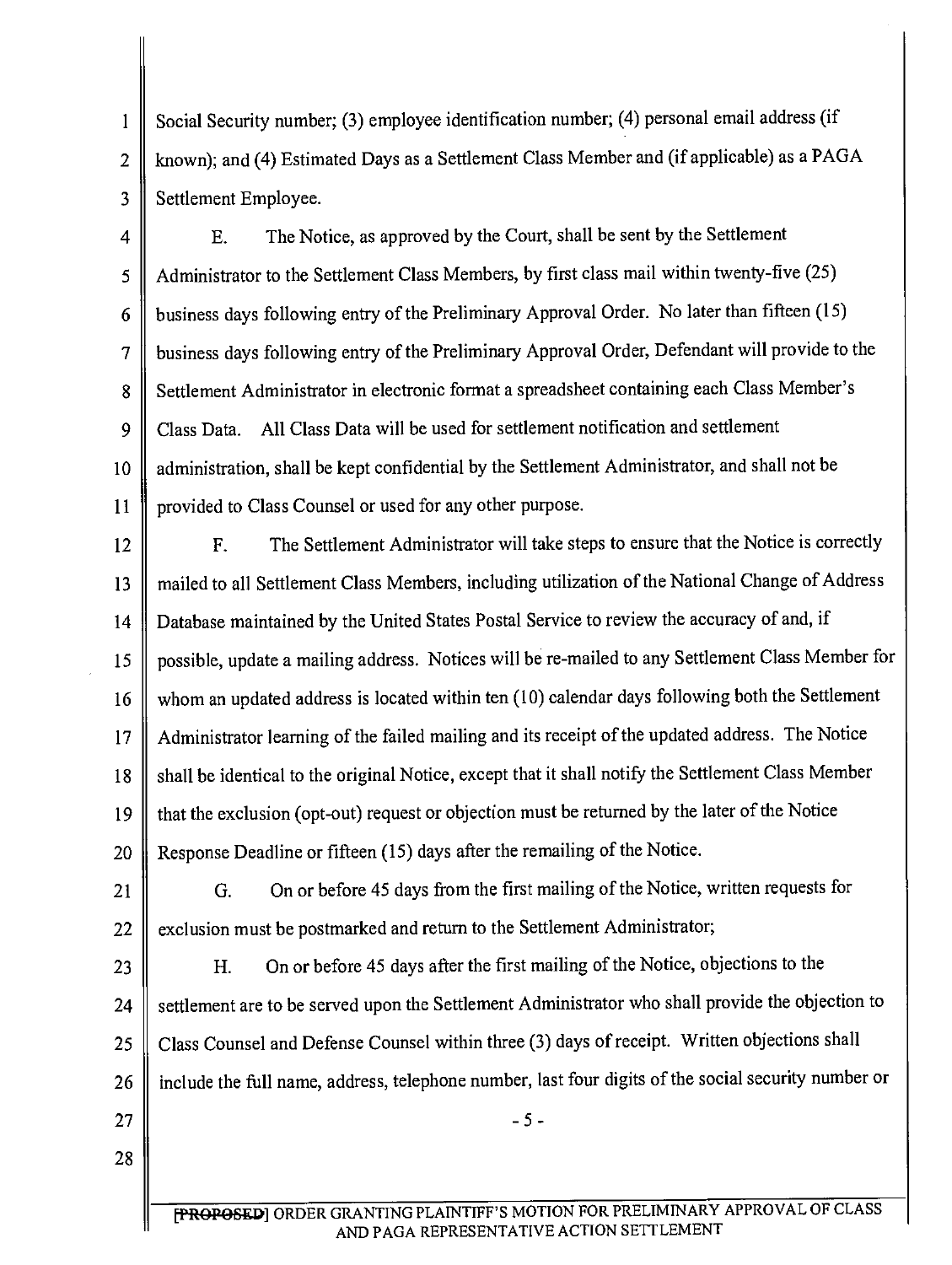Social Security number; (3) employee identification number; (4) personal email address (if known); and (4) Estimated Days as a Settlement Class Member and (if applicable) as a PAGA Settlement Employee.

E. The Notice, as approved by the Court, shall be sent by the Settlement Administrator to the Settlement Class Members, by first class mail within twenty-five (25) business days following entry of the Preliminary Approval Order. No later than fifteen (15) business days following entry of the Preliminary Approval Order, Defendant will provide to the Settlement Administrator in electronic format a spreadsheet containing each Class Member's Class Data. All Class Data will be used for settlement notification and settlement administration, shall be kept confidential by the Settlement Administrator, and shall not be provided to Class Counsel or used for any other purpose.

F. The Settlement Administrator will take steps to ensure that the Notice is correctly mailed to all Settlement Class Members, including utilization of the National Change of Address Database maintained by the United States Postal Service to review the accuracy of and, if possible, update a mailing address. Notices will be re-mailed to any Settlement Class Member for whom an updated address is located within ten (10) calendar days following both the Settlement Administrator learning of the failed mailing and its receipt of the updated address. The Notice shall be identical to the original Notice, except that it shall notify the Settlement Class Member that the exclusion (opt-out) request or objection must be returned by the later of the Notice Response Deadline or fifteen (15) days after the remailing of the Notice.

G. On or before 45 days from the first mailing of the Notice, written requests for exclusion must be postmarked and return to the Settlement Administrator;

H. On or before 45 days after the first mailing of the Notice, objections to the settlement are to be served upon the Settlement Administrator who shall provide the objection to Class Counsel and Defense Counsel within three (3) days of receipt. Written objections shall include the full name, address, telephone number, last four digits of the social security number or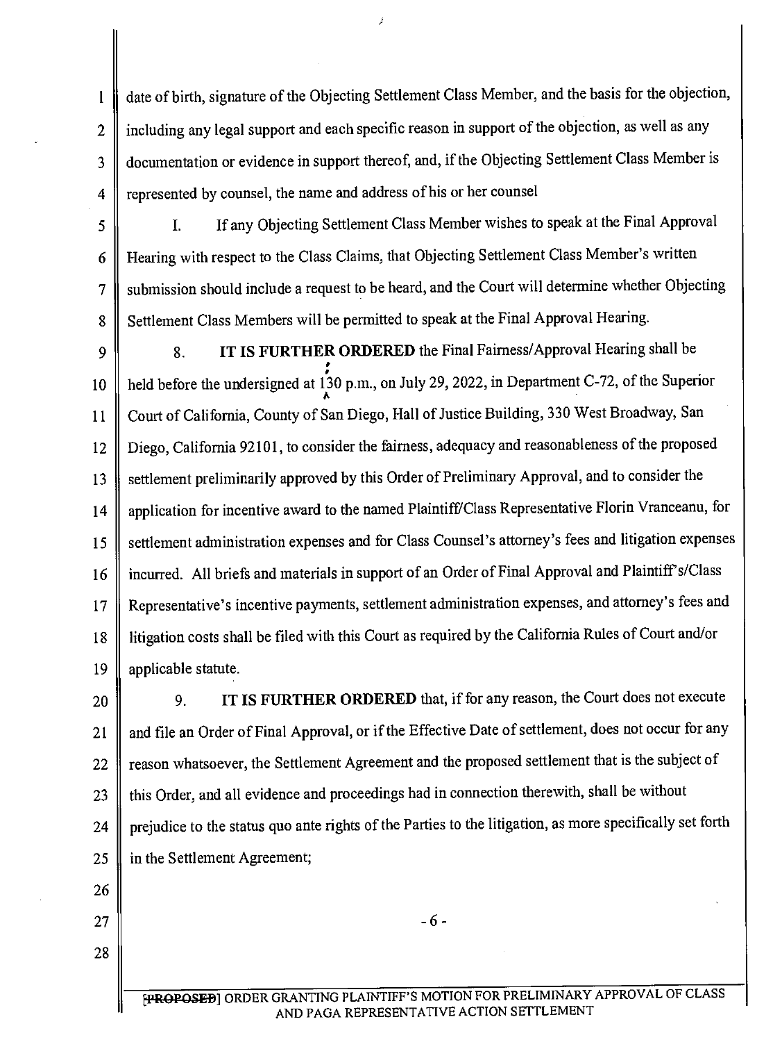date of birth, signature of the Objecting Settlement Class Member, and the basis for the objection, including any legal support and each specific reason in support of the objection, as well as any documentation or evidence in support thereof, and, if the Objecting Settlement Class Member is represented by counsel, the name and address of his or her counsel

I. If any Objecting Settlement Class Member wishes to speak at the Final Approval Hearing with respect to the Class Claims, that Objecting Settlement Class Member's written submission should include a request to be heard, and the Court will determine whether Objecting Settlement Class Members will be permitted to speak at the Final Approval Hearing.

8. **IT IS FURTHER ORDERED** the Final Fairness/Approval Hearing shall be held before the undersigned at 1:30 p.m., on July 29, 2022, in Department C-72, of the Superior Court of California, County of San Diego, Hall of Justice Building, 330 West Broadway, San Diego, California 92101, to consider the fairness, adequacy and reasonableness of the proposed settlement preliminarily approved by this Order of Preliminary Approval, and to consider the application for incentive award to the named Plaintiff/Class Representative Florin Vranceanu, for settlement administration expenses and for Class Counsel's attorney's fees and litigation expenses incurred. All briefs and materials in support of an Order of Final Approval and Plaintiff's/Class Representative's incentive payments, settlement administration expenses, and attorney's fees and litigation costs shall be filed with this Court as required by the California Rules of Court and/or applicable statute.

9. **IT IS FURTHER ORDERED** that, if for any reason, the Court does not execute and file an Order of Final Approval, or if the Effective Date of settlement, does not occur for any reason whatsoever, the Settlement Agreement and the proposed settlement that is the subject of this Order, and all evidence and proceedings had in connection therewith, shall be without prejudice to the status quo ante rights of the Parties to the litigation, as more specifically set forth in the Settlement Agreement;

~~[PROPOSED]~~ ORDER GRANTING PLAINTIFF'S MOTION FOR PRELIMINARY APPROVAL OF CLASS AND PAGA REPRESENTATIVE ACTION SETTLEMENT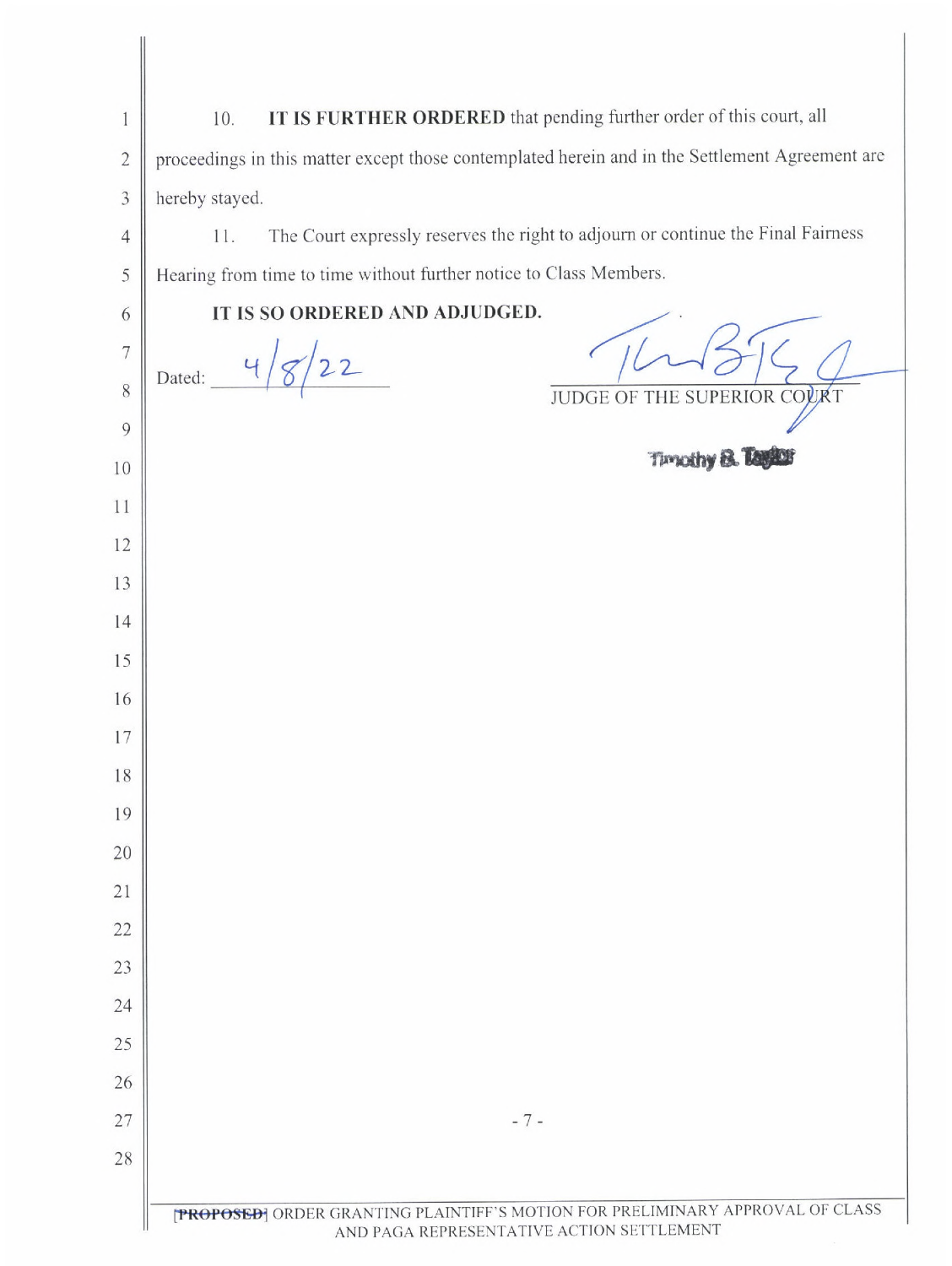10. **IT IS FURTHER ORDERED** that pending further order of this court, all proceedings in this matter except those contemplated herein and in the Settlement Agreement are hereby stayed.

11. The Court expressly reserves the right to adjourn or continue the Final Fairness Hearing from time to time without further notice to Class Members.

**IT IS SO ORDERED AND ADJUDGED.**

Dated: 4/8/22

JUDGE OF THE SUPERIOR COURT

Timothy B. Taylor

~~[PROPOSED]~~ ORDER GRANTING PLAINTIFF'S MOTION FOR PRELIMINARY APPROVAL OF CLASS AND PAGA REPRESENTATIVE ACTION SETTLEMENT